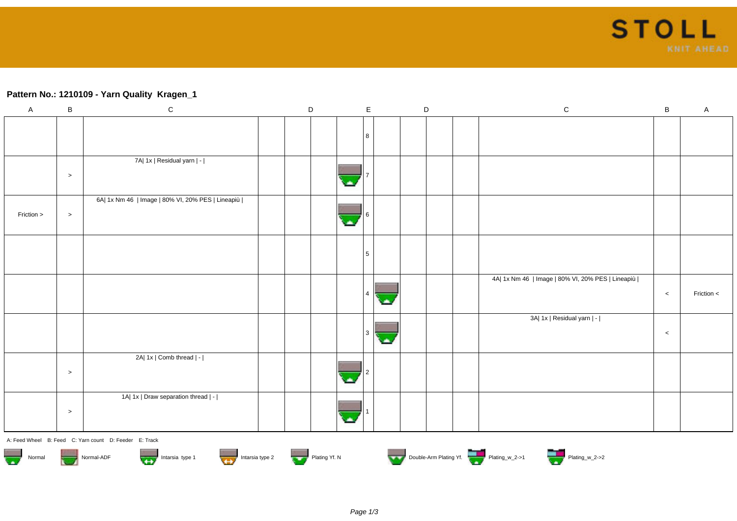## Pattern No.: 1210109 - Yarn Quality  Kragen_1

| A | B | C | D | D | D | E | D | D | D | C | B | A |
|---|---|---|---|---|---|---|---|---|---|---|---|---|
| | | | | | | 8 | | | | | | |
| | > | 7A\| 1x \| Residual yarn \| - \| | | | | 7 | | | | | | |
| Friction > | > | 6A\| 1x Nm 46 \| Image \| 80% VI, 20% PES \| Lineapiù \| | | | | 6 | | | | | | |
| | | | | | | 5 | | | | | | |
| | | | | | | 4 | | | | 4A\| 1x Nm 46 \| Image \| 80% VI, 20% PES \| Lineapiù \| | < | Friction < |
| | | | | | | 3 | | | | 3A\| 1x \| Residual yarn \| - \| | < | |
| | > | 2A\| 1x \| Comb thread \| - \| | | | | 2 | | | | | | |
| | > | 1A\| 1x \| Draw separation thread \| - \| | | | | 1 | | | | | | |

A: Feed Wheel   B: Feed   C: Yarn count   D: Feeder   E: Track

Normal   Normal-ADF   Intarsia type 1   Intarsia type 2   Plating Yf. N   Double-Arm Plating Yf.   Plating_w_2->1   Plating_w_2->2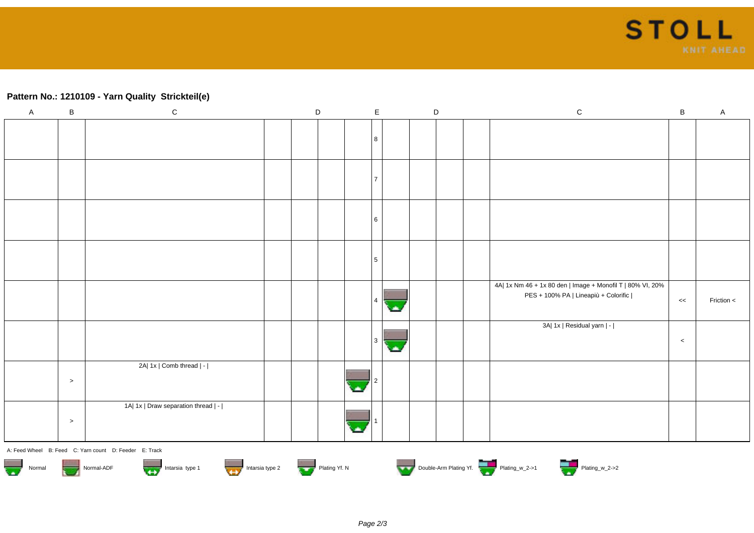## Pattern No.: 1210109 - Yarn Quality Strickteil(e)

| A | B | C | D | | | | E | D | | | | C | B | A |
|---|---|---|---|---|---|---|---|---|---|---|---|---|---|---|
| | | | | | | | 8 | | | | | | | |
| | | | | | | | 7 | | | | | | | |
| | | | | | | | 6 | | | | | | | |
| | | | | | | | 5 | | | | | | | |
| | | | | | | | 4 | | | | | 4A\| 1x Nm 46 + 1x 80 den \| Image + Monofil T \| 80% VI, 20% PES + 100% PA \| Lineapiù + Colorific \| | << | Friction < |
| | | | | | | | 3 | | | | | 3A\| 1x \| Residual yarn \| - \| | < | |
| | > | 2A\| 1x \| Comb thread \| - \| | | | | | 2 | | | | | | | |
| | > | 1A\| 1x \| Draw separation thread \| - \| | | | | | 1 | | | | | | | |

A: Feed Wheel B: Feed C: Yarn count D: Feeder E: Track

Normal Normal-ADF Intarsia type 1 Intarsia type 2 Plating Yf. N Double-Arm Plating Yf. Plating_w_2->1 Plating_w_2->2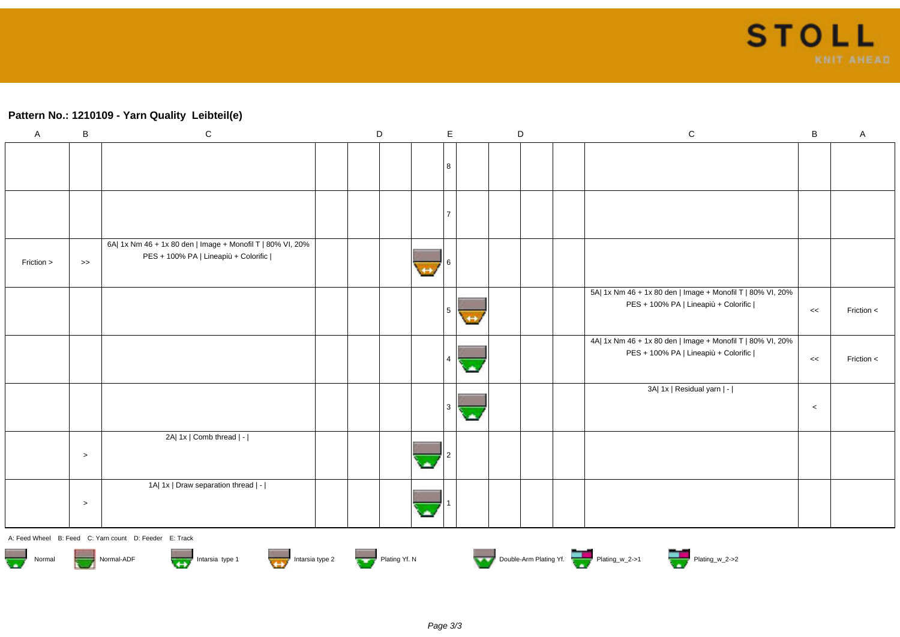## Pattern No.: 1210109 - Yarn Quality  Leibteil(e)

| A | B | C | D | D | D | | E | | D | D | D | C | B | A |
|---|---|---|---|---|---|---|---|---|---|---|---|---|---|---|
| | | | | | | | 8 | | | | | | | |
| | | | | | | | 7 | | | | | | | |
| Friction > | >> | 6A\| 1x Nm 46 + 1x 80 den \| Image + Monofil T \| 80% VI, 20% PES + 100% PA \| Lineapiù + Colorific \| | | | | Intarsia type 2 | 6 | | | | | | | |
| | | | | | | | 5 | Intarsia type 2 | | | | 5A\| 1x Nm 46 + 1x 80 den \| Image + Monofil T \| 80% VI, 20% PES + 100% PA \| Lineapiù + Colorific \| | << | Friction < |
| | | | | | | | 4 | Normal | | | | 4A\| 1x Nm 46 + 1x 80 den \| Image + Monofil T \| 80% VI, 20% PES + 100% PA \| Lineapiù + Colorific \| | << | Friction < |
| | | | | | | | 3 | Normal | | | | 3A\| 1x \| Residual yarn \| - \| | < | |
| | > | 2A\| 1x \| Comb thread \| - \| | | | | Normal | 2 | | | | | | | |
| | > | 1A\| 1x \| Draw separation thread \| - \| | | | | Normal | 1 | | | | | | | |

A: Feed Wheel   B: Feed   C: Yarn count   D: Feeder   E: Track

Normal   Normal-ADF   Intarsia type 1   Intarsia type 2   Plating Yf. N   Double-Arm Plating Yf.   Plating_w_2->1   Plating_w_2->2